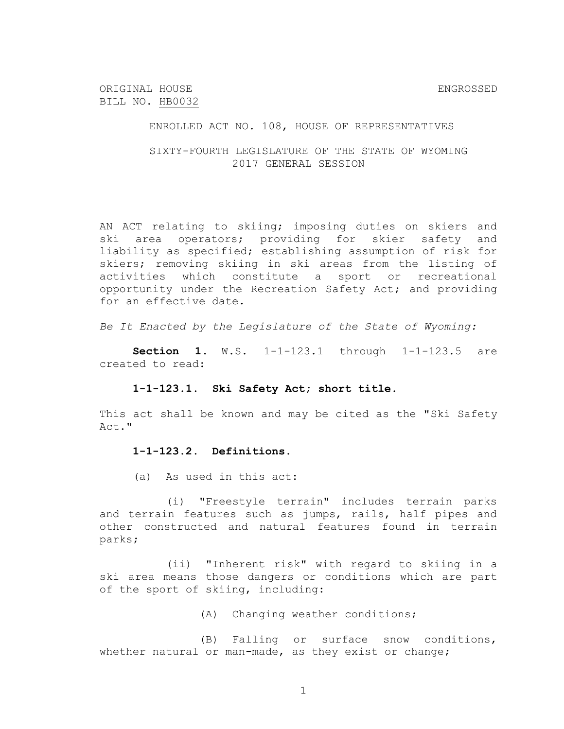ORIGINAL HOUSE BILL NO. HB0032

ENGROSSED

ENROLLED ACT NO. 108, HOUSE OF REPRESENTATIVES

SIXTY-FOURTH LEGISLATURE OF THE STATE OF WYOMING
2017 GENERAL SESSION

AN ACT relating to skiing; imposing duties on skiers and ski area operators; providing for skier safety and liability as specified; establishing assumption of risk for skiers; removing skiing in ski areas from the listing of activities which constitute a sport or recreational opportunity under the Recreation Safety Act; and providing for an effective date.

*Be It Enacted by the Legislature of the State of Wyoming:*

**Section 1.** W.S. 1-1-123.1 through 1-1-123.5 are created to read:

**1-1-123.1. Ski Safety Act; short title.**

This act shall be known and may be cited as the "Ski Safety Act."

**1-1-123.2. Definitions.**

(a) As used in this act:

(i) "Freestyle terrain" includes terrain parks and terrain features such as jumps, rails, half pipes and other constructed and natural features found in terrain parks;

(ii) "Inherent risk" with regard to skiing in a ski area means those dangers or conditions which are part of the sport of skiing, including:

(A) Changing weather conditions;

(B) Falling or surface snow conditions, whether natural or man-made, as they exist or change;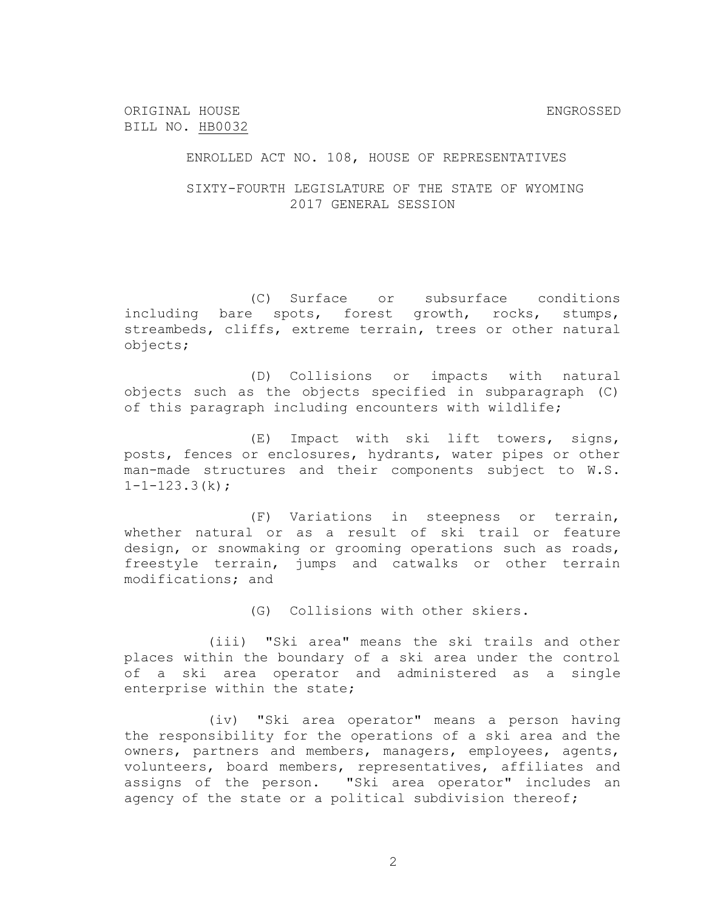ORIGINAL HOUSE BILL NO. HB0032 ENGROSSED

ENROLLED ACT NO. 108, HOUSE OF REPRESENTATIVES

SIXTY-FOURTH LEGISLATURE OF THE STATE OF WYOMING
2017 GENERAL SESSION

(C) Surface or subsurface conditions including bare spots, forest growth, rocks, stumps, streambeds, cliffs, extreme terrain, trees or other natural objects;

(D) Collisions or impacts with natural objects such as the objects specified in subparagraph (C) of this paragraph including encounters with wildlife;

(E) Impact with ski lift towers, signs, posts, fences or enclosures, hydrants, water pipes or other man-made structures and their components subject to W.S. 1-1-123.3(k);

(F) Variations in steepness or terrain, whether natural or as a result of ski trail or feature design, or snowmaking or grooming operations such as roads, freestyle terrain, jumps and catwalks or other terrain modifications; and

(G) Collisions with other skiers.

(iii) "Ski area" means the ski trails and other places within the boundary of a ski area under the control of a ski area operator and administered as a single enterprise within the state;

(iv) "Ski area operator" means a person having the responsibility for the operations of a ski area and the owners, partners and members, managers, employees, agents, volunteers, board members, representatives, affiliates and assigns of the person. "Ski area operator" includes an agency of the state or a political subdivision thereof;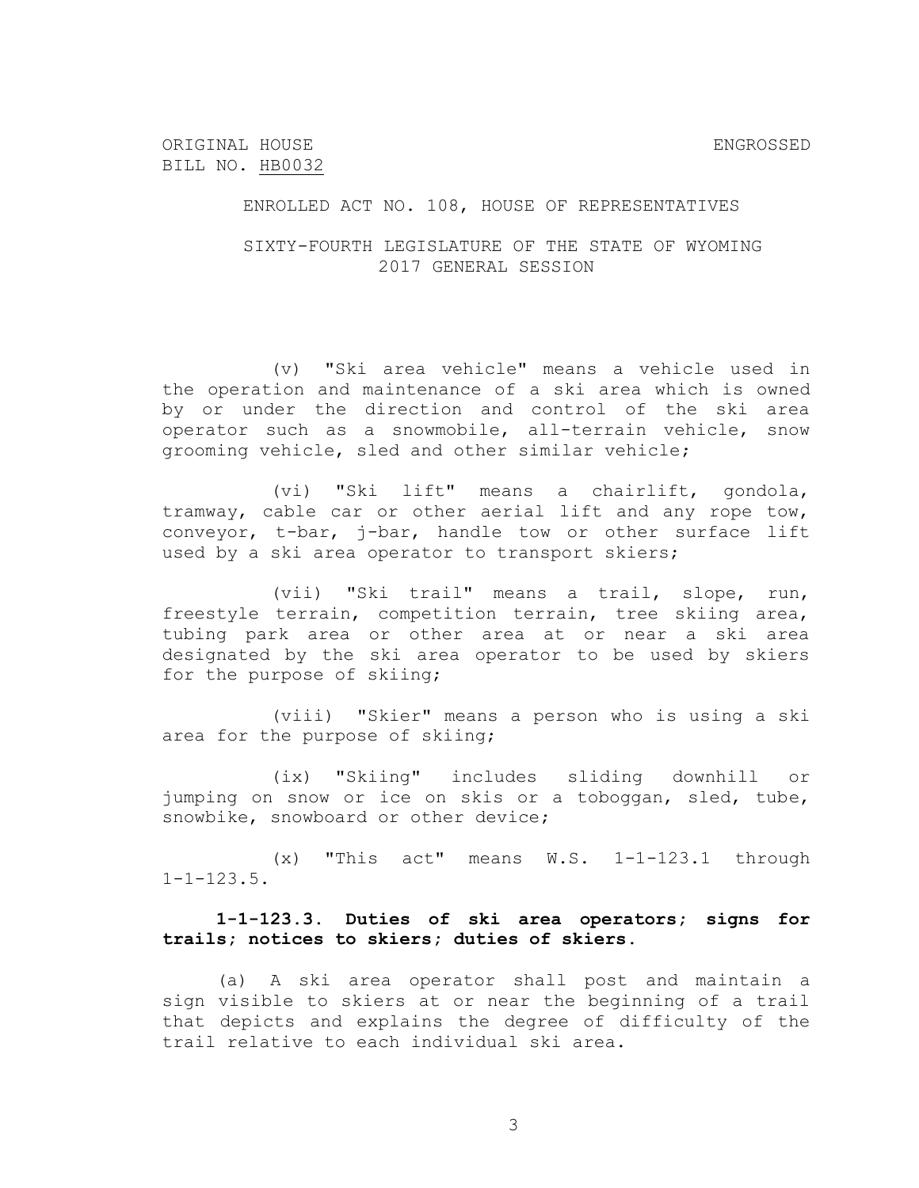ORIGINAL HOUSE BILL NO. HB0032

ENGROSSED

ENROLLED ACT NO. 108, HOUSE OF REPRESENTATIVES

SIXTY-FOURTH LEGISLATURE OF THE STATE OF WYOMING
2017 GENERAL SESSION

(v) "Ski area vehicle" means a vehicle used in the operation and maintenance of a ski area which is owned by or under the direction and control of the ski area operator such as a snowmobile, all-terrain vehicle, snow grooming vehicle, sled and other similar vehicle;

(vi) "Ski lift" means a chairlift, gondola, tramway, cable car or other aerial lift and any rope tow, conveyor, t-bar, j-bar, handle tow or other surface lift used by a ski area operator to transport skiers;

(vii) "Ski trail" means a trail, slope, run, freestyle terrain, competition terrain, tree skiing area, tubing park area or other area at or near a ski area designated by the ski area operator to be used by skiers for the purpose of skiing;

(viii) "Skier" means a person who is using a ski area for the purpose of skiing;

(ix) "Skiing" includes sliding downhill or jumping on snow or ice on skis or a toboggan, sled, tube, snowbike, snowboard or other device;

(x) "This act" means W.S. 1-1-123.1 through 1-1-123.5.

**1-1-123.3. Duties of ski area operators; signs for trails; notices to skiers; duties of skiers.**

(a) A ski area operator shall post and maintain a sign visible to skiers at or near the beginning of a trail that depicts and explains the degree of difficulty of the trail relative to each individual ski area.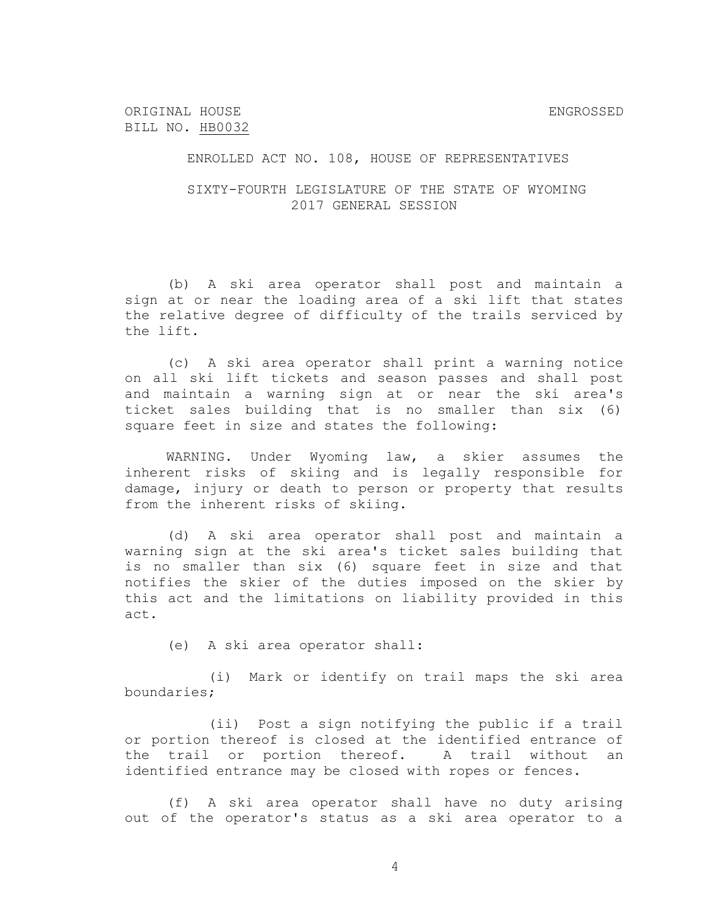ORIGINAL HOUSE BILL NO. HB0032 ENGROSSED

ENROLLED ACT NO. 108, HOUSE OF REPRESENTATIVES

SIXTY-FOURTH LEGISLATURE OF THE STATE OF WYOMING
2017 GENERAL SESSION

(b) A ski area operator shall post and maintain a sign at or near the loading area of a ski lift that states the relative degree of difficulty of the trails serviced by the lift.

(c) A ski area operator shall print a warning notice on all ski lift tickets and season passes and shall post and maintain a warning sign at or near the ski area's ticket sales building that is no smaller than six (6) square feet in size and states the following:

WARNING. Under Wyoming law, a skier assumes the inherent risks of skiing and is legally responsible for damage, injury or death to person or property that results from the inherent risks of skiing.

(d) A ski area operator shall post and maintain a warning sign at the ski area's ticket sales building that is no smaller than six (6) square feet in size and that notifies the skier of the duties imposed on the skier by this act and the limitations on liability provided in this act.

(e) A ski area operator shall:

(i) Mark or identify on trail maps the ski area boundaries;

(ii) Post a sign notifying the public if a trail or portion thereof is closed at the identified entrance of the trail or portion thereof. A trail without an identified entrance may be closed with ropes or fences.

(f) A ski area operator shall have no duty arising out of the operator's status as a ski area operator to a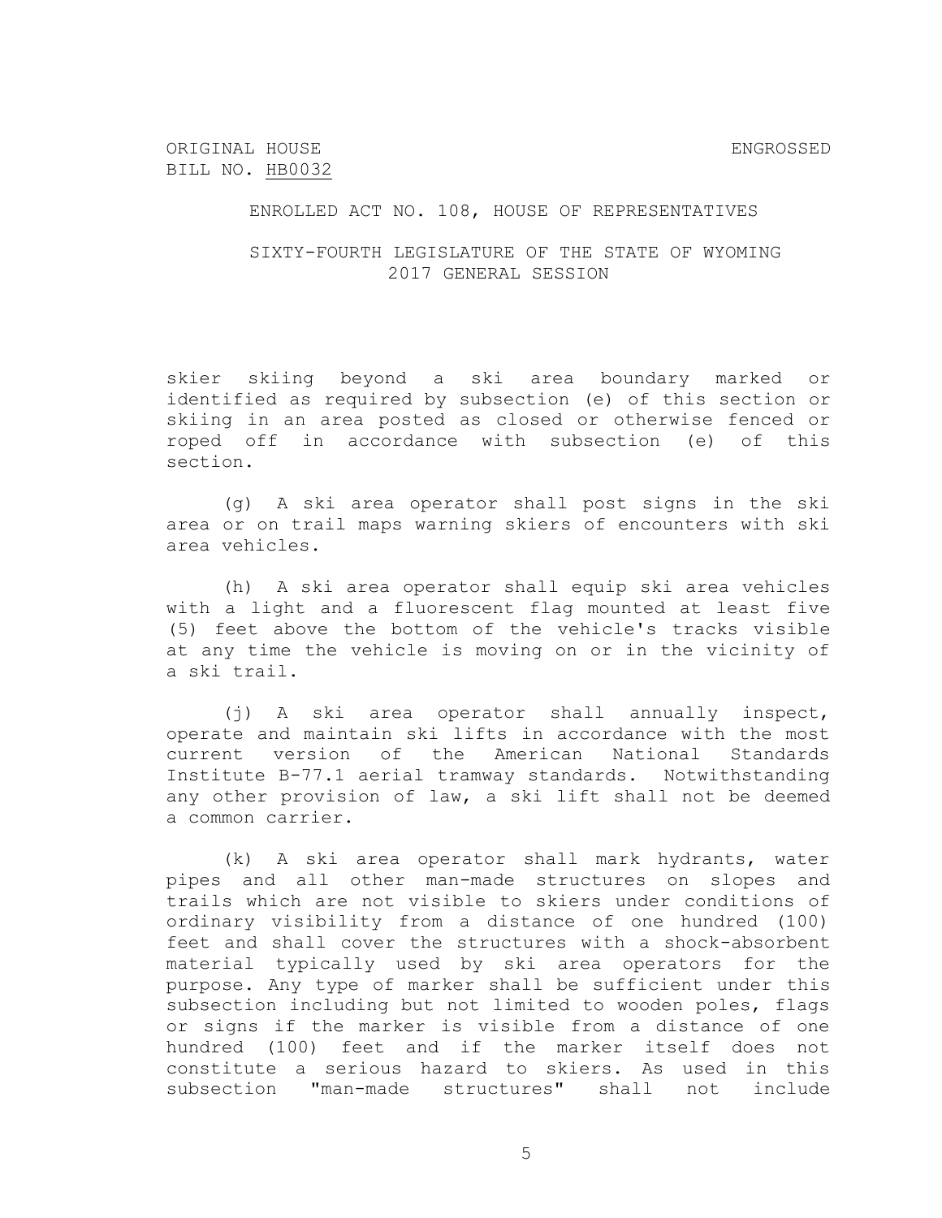skier skiing beyond a ski area boundary marked or identified as required by subsection (e) of this section or skiing in an area posted as closed or otherwise fenced or roped off in accordance with subsection (e) of this section.

(g) A ski area operator shall post signs in the ski area or on trail maps warning skiers of encounters with ski area vehicles.

(h) A ski area operator shall equip ski area vehicles with a light and a fluorescent flag mounted at least five (5) feet above the bottom of the vehicle's tracks visible at any time the vehicle is moving on or in the vicinity of a ski trail.

(j) A ski area operator shall annually inspect, operate and maintain ski lifts in accordance with the most current version of the American National Standards Institute B-77.1 aerial tramway standards. Notwithstanding any other provision of law, a ski lift shall not be deemed a common carrier.

(k) A ski area operator shall mark hydrants, water pipes and all other man-made structures on slopes and trails which are not visible to skiers under conditions of ordinary visibility from a distance of one hundred (100) feet and shall cover the structures with a shock-absorbent material typically used by ski area operators for the purpose. Any type of marker shall be sufficient under this subsection including but not limited to wooden poles, flags or signs if the marker is visible from a distance of one hundred (100) feet and if the marker itself does not constitute a serious hazard to skiers. As used in this subsection "man-made structures" shall not include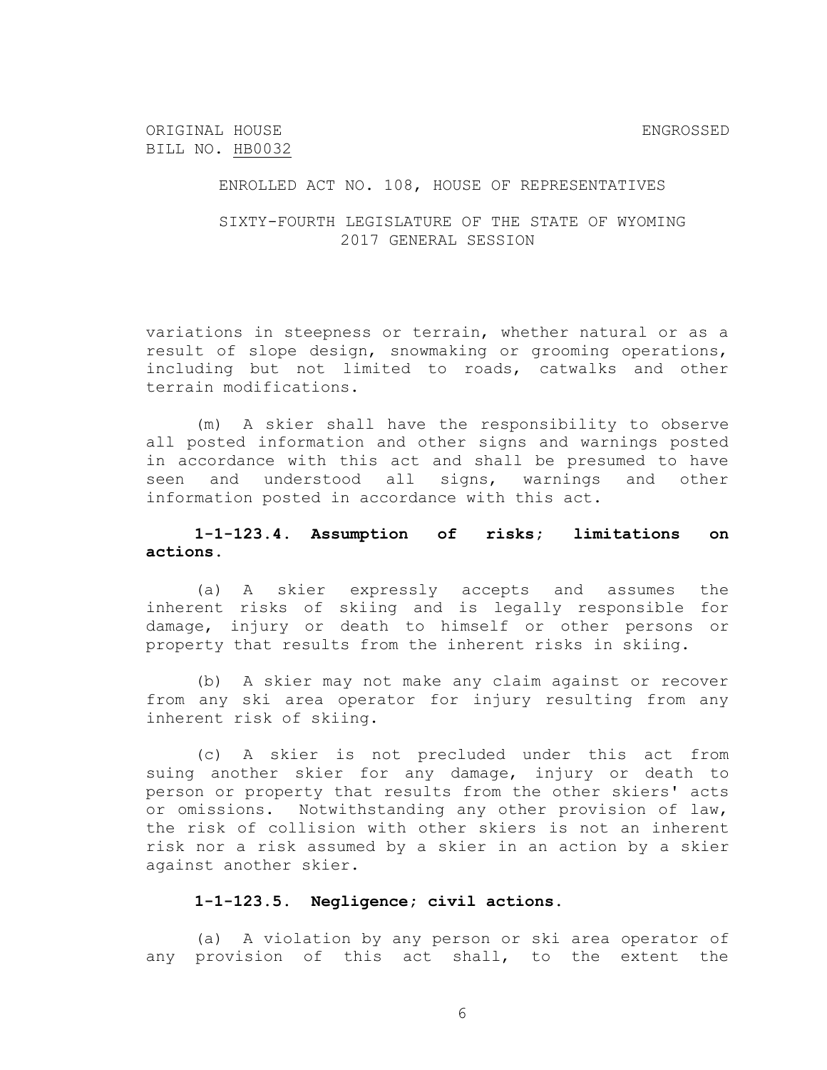variations in steepness or terrain, whether natural or as a result of slope design, snowmaking or grooming operations, including but not limited to roads, catwalks and other terrain modifications.

(m) A skier shall have the responsibility to observe all posted information and other signs and warnings posted in accordance with this act and shall be presumed to have seen and understood all signs, warnings and other information posted in accordance with this act.

**1-1-123.4. Assumption of risks; limitations on actions.**

(a) A skier expressly accepts and assumes the inherent risks of skiing and is legally responsible for damage, injury or death to himself or other persons or property that results from the inherent risks in skiing.

(b) A skier may not make any claim against or recover from any ski area operator for injury resulting from any inherent risk of skiing.

(c) A skier is not precluded under this act from suing another skier for any damage, injury or death to person or property that results from the other skiers' acts or omissions. Notwithstanding any other provision of law, the risk of collision with other skiers is not an inherent risk nor a risk assumed by a skier in an action by a skier against another skier.

**1-1-123.5. Negligence; civil actions.**

(a) A violation by any person or ski area operator of any provision of this act shall, to the extent the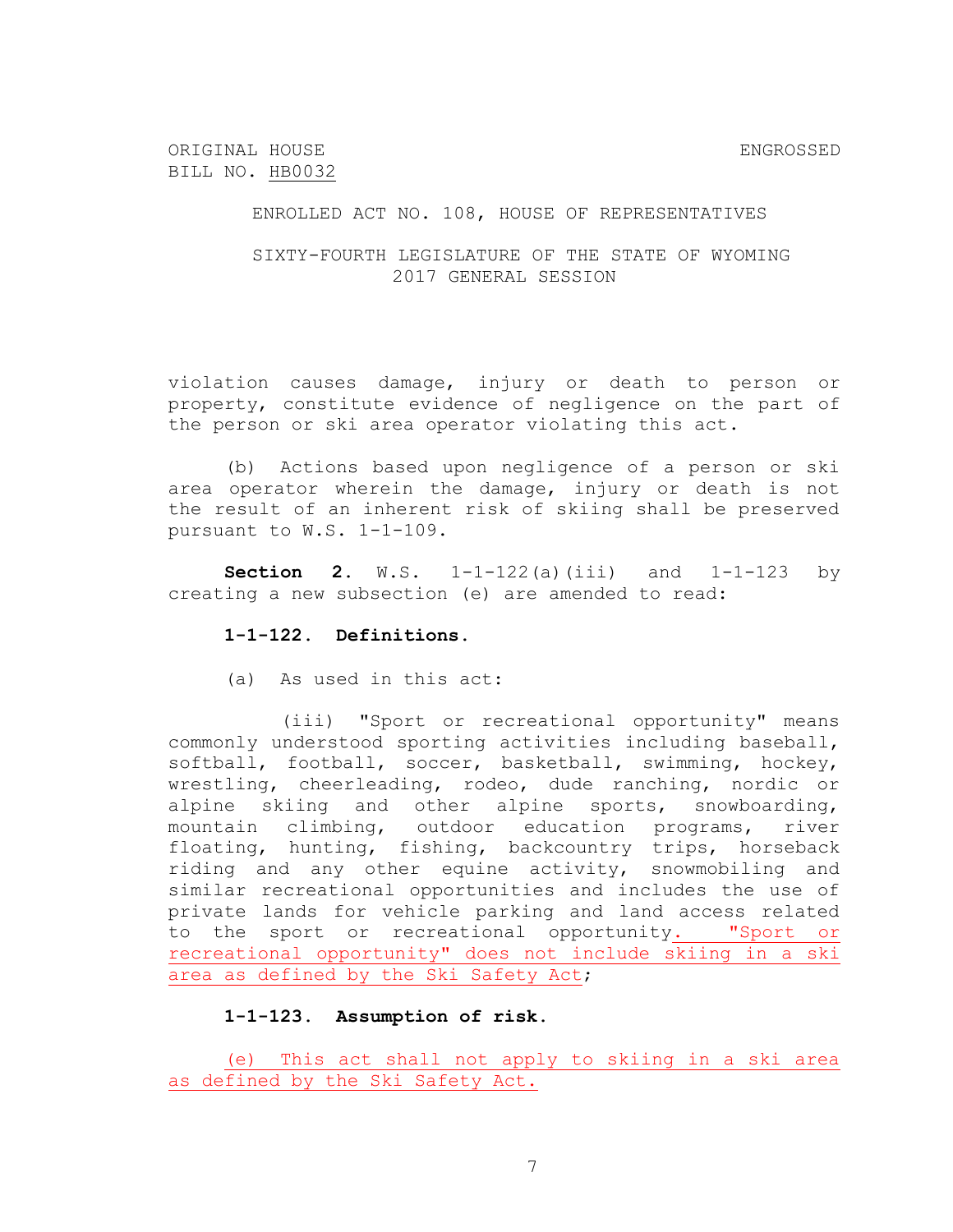ORIGINAL HOUSE BILL NO. HB0032

ENGROSSED

ENROLLED ACT NO. 108, HOUSE OF REPRESENTATIVES

SIXTY-FOURTH LEGISLATURE OF THE STATE OF WYOMING
2017 GENERAL SESSION

violation causes damage, injury or death to person or property, constitute evidence of negligence on the part of the person or ski area operator violating this act.

(b) Actions based upon negligence of a person or ski area operator wherein the damage, injury or death is not the result of an inherent risk of skiing shall be preserved pursuant to W.S. 1-1-109.

**Section 2.** W.S. 1-1-122(a)(iii) and 1-1-123 by creating a new subsection (e) are amended to read:

**1-1-122. Definitions.**

(a) As used in this act:

(iii) "Sport or recreational opportunity" means commonly understood sporting activities including baseball, softball, football, soccer, basketball, swimming, hockey, wrestling, cheerleading, rodeo, dude ranching, nordic or alpine skiing and other alpine sports, snowboarding, mountain climbing, outdoor education programs, river floating, hunting, fishing, backcountry trips, horseback riding and any other equine activity, snowmobiling and similar recreational opportunities and includes the use of private lands for vehicle parking and land access related to the sport or recreational opportunity. "Sport or recreational opportunity" does not include skiing in a ski area as defined by the Ski Safety Act;

**1-1-123. Assumption of risk.**

(e) This act shall not apply to skiing in a ski area as defined by the Ski Safety Act.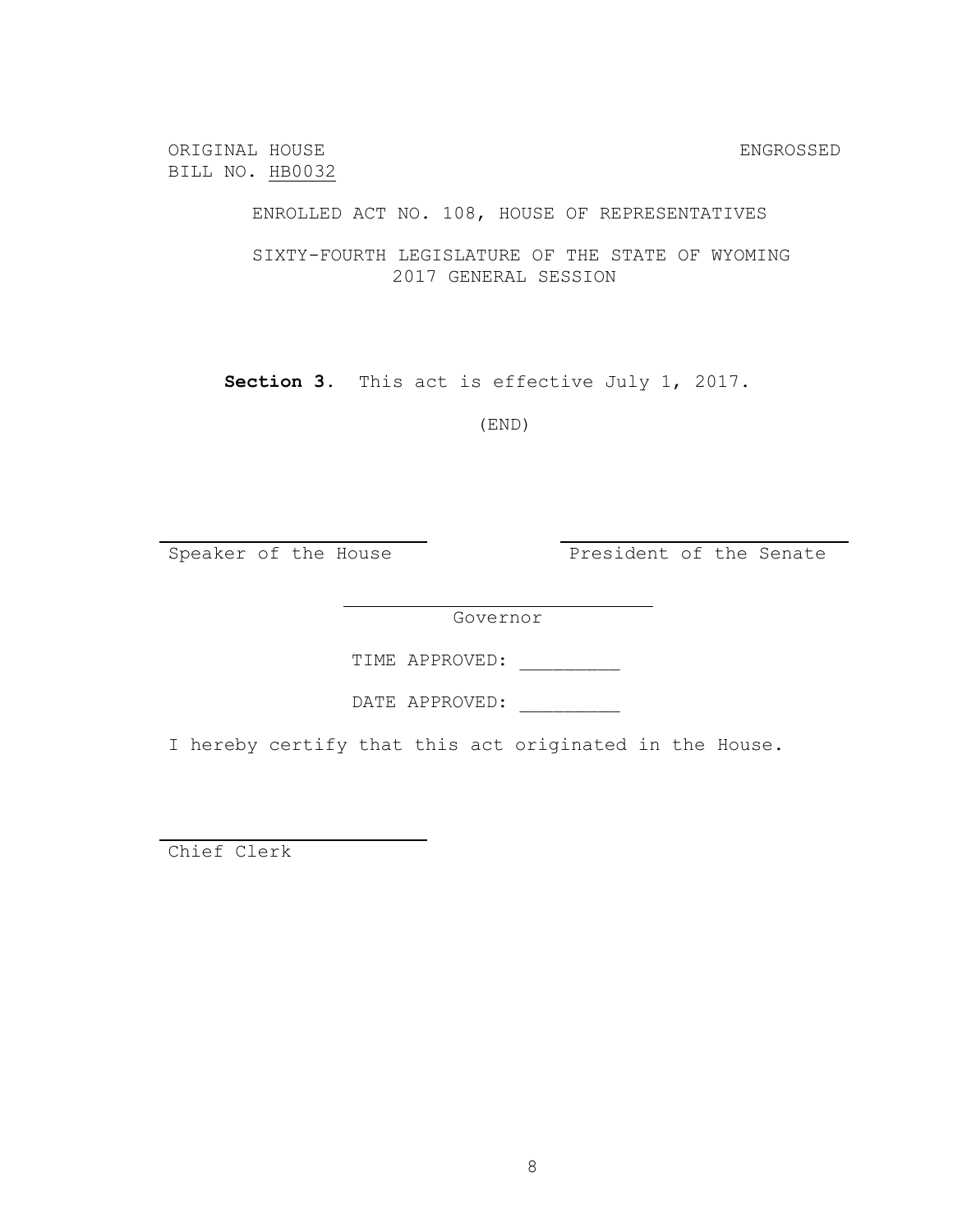ORIGINAL HOUSE BILL NO. HB0032

ENGROSSED

ENROLLED ACT NO. 108, HOUSE OF REPRESENTATIVES

SIXTY-FOURTH LEGISLATURE OF THE STATE OF WYOMING
2017 GENERAL SESSION

**Section 3**. This act is effective July 1, 2017.

(END)

Speaker of the House

President of the Senate

Governor

TIME APPROVED: _________

DATE APPROVED: _________

I hereby certify that this act originated in the House.

Chief Clerk